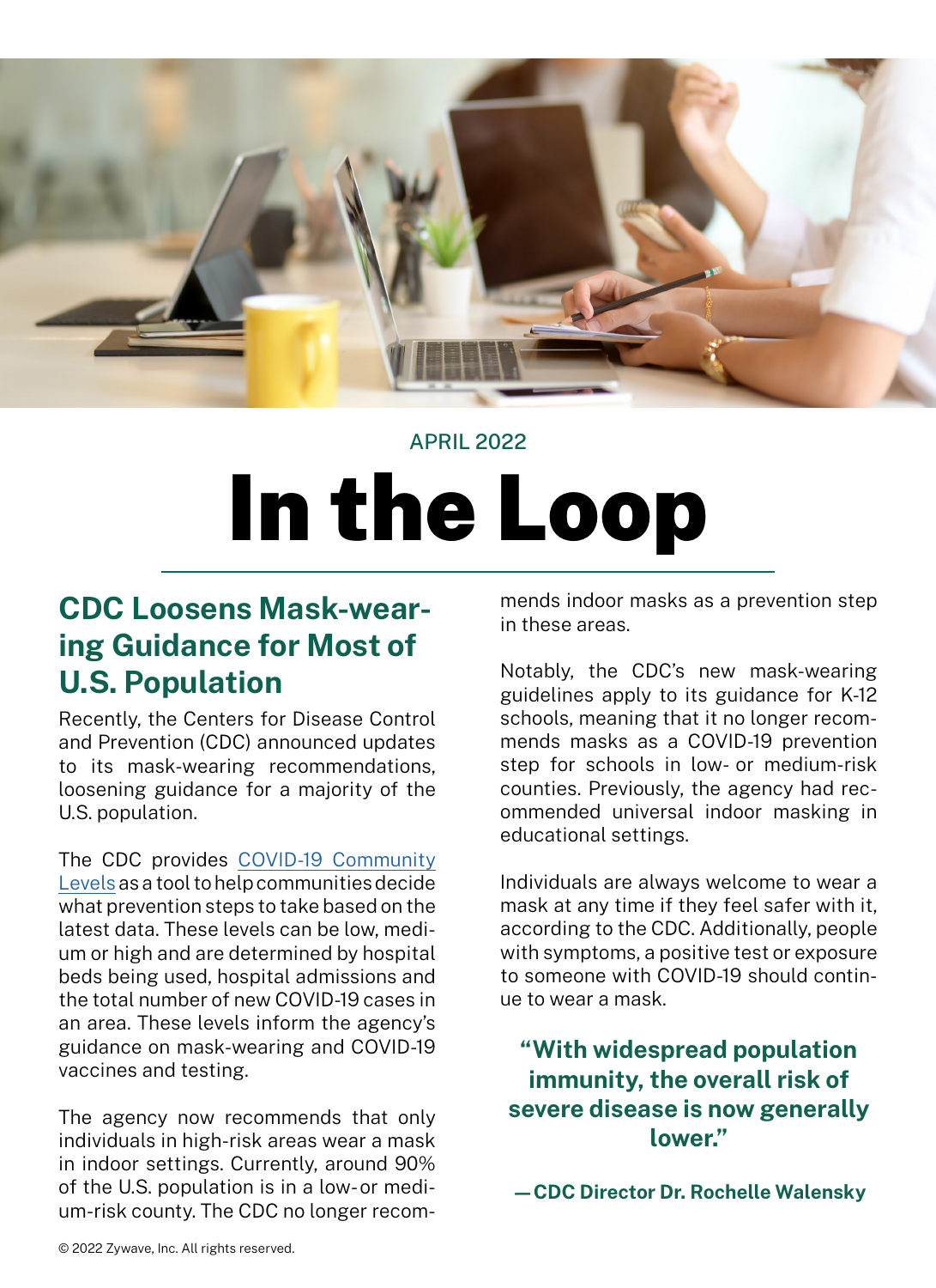APRIL 2022

# In the Loop

## CDC Loosens Mask-wearing Guidance for Most of U.S. Population

Recently, the Centers for Disease Control and Prevention (CDC) announced updates to its mask-wearing recommendations, loosening guidance for a majority of the U.S. population.

The CDC provides COVID-19 Community Levels as a tool to help communities decide what prevention steps to take based on the latest data. These levels can be low, medium or high and are determined by hospital beds being used, hospital admissions and the total number of new COVID-19 cases in an area. These levels inform the agency's guidance on mask-wearing and COVID-19 vaccines and testing.

The agency now recommends that only individuals in high-risk areas wear a mask in indoor settings. Currently, around 90% of the U.S. population is in a low- or medium-risk county. The CDC no longer recommends indoor masks as a prevention step in these areas.

Notably, the CDC's new mask-wearing guidelines apply to its guidance for K-12 schools, meaning that it no longer recommends masks as a COVID-19 prevention step for schools in low- or medium-risk counties. Previously, the agency had recommended universal indoor masking in educational settings.

Individuals are always welcome to wear a mask at any time if they feel safer with it, according to the CDC. Additionally, people with symptoms, a positive test or exposure to someone with COVID-19 should continue to wear a mask.

**"With widespread population immunity, the overall risk of severe disease is now generally lower."**

**— CDC Director Dr. Rochelle Walensky**

© 2022 Zywave, Inc. All rights reserved.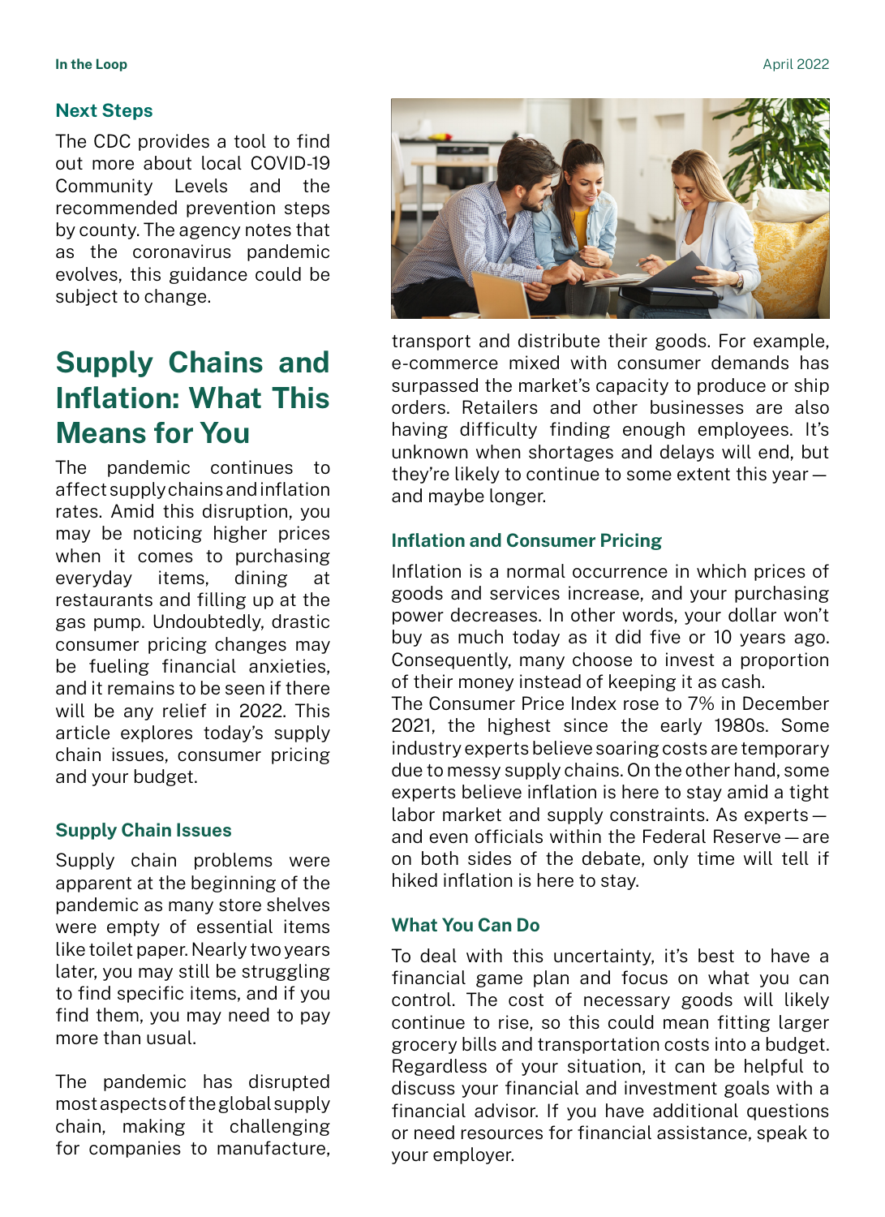## Next Steps

The CDC provides a tool to find out more about local COVID-19 Community Levels and the recommended prevention steps by county. The agency notes that as the coronavirus pandemic evolves, this guidance could be subject to change.

# Supply Chains and Inflation: What This Means for You

The pandemic continues to affect supply chains and inflation rates. Amid this disruption, you may be noticing higher prices when it comes to purchasing everyday items, dining at restaurants and filling up at the gas pump. Undoubtedly, drastic consumer pricing changes may be fueling financial anxieties, and it remains to be seen if there will be any relief in 2022. This article explores today's supply chain issues, consumer pricing and your budget.

## Supply Chain Issues

Supply chain problems were apparent at the beginning of the pandemic as many store shelves were empty of essential items like toilet paper. Nearly two years later, you may still be struggling to find specific items, and if you find them, you may need to pay more than usual.

The pandemic has disrupted most aspects of the global supply chain, making it challenging for companies to manufacture, transport and distribute their goods. For example, e-commerce mixed with consumer demands has surpassed the market's capacity to produce or ship orders. Retailers and other businesses are also having difficulty finding enough employees. It's unknown when shortages and delays will end, but they're likely to continue to some extent this year—and maybe longer.

## Inflation and Consumer Pricing

Inflation is a normal occurrence in which prices of goods and services increase, and your purchasing power decreases. In other words, your dollar won't buy as much today as it did five or 10 years ago. Consequently, many choose to invest a proportion of their money instead of keeping it as cash.

The Consumer Price Index rose to 7% in December 2021, the highest since the early 1980s. Some industry experts believe soaring costs are temporary due to messy supply chains. On the other hand, some experts believe inflation is here to stay amid a tight labor market and supply constraints. As experts—and even officials within the Federal Reserve—are on both sides of the debate, only time will tell if hiked inflation is here to stay.

## What You Can Do

To deal with this uncertainty, it's best to have a financial game plan and focus on what you can control. The cost of necessary goods will likely continue to rise, so this could mean fitting larger grocery bills and transportation costs into a budget. Regardless of your situation, it can be helpful to discuss your financial and investment goals with a financial advisor. If you have additional questions or need resources for financial assistance, speak to your employer.